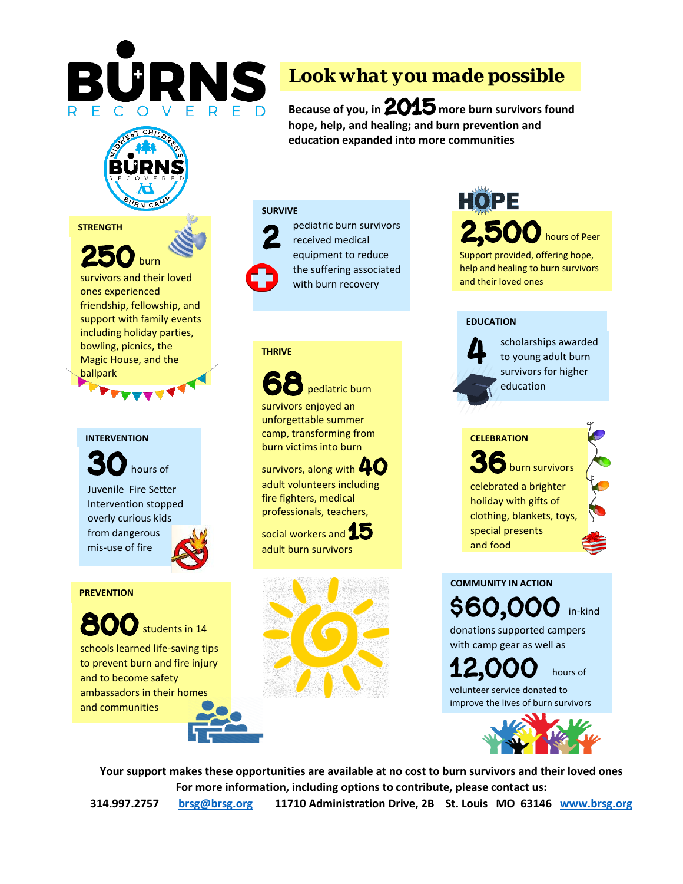# BURNS RECOVERED

## Look what you made possible

**Because of you, in 2015 more burn survivors found hope, help, and healing; and burn prevention and education expanded into more communities**

### STRENGTH

**250** burn survivors and their loved ones experienced friendship, fellowship, and support with family events including holiday parties, bowling, picnics, the Magic House, and the ballpark

### INTERVENTION

**30** hours of Juvenile Fire Setter Intervention stopped overly curious kids from dangerous mis-use of fire

### PREVENTION

**800** students in 14 schools learned life-saving tips to prevent burn and fire injury and to become safety ambassadors in their homes and communities

### SURVIVE

**2** pediatric burn survivors received medical equipment to reduce the suffering associated with burn recovery

### THRIVE

**68** pediatric burn survivors enjoyed an unforgettable summer camp, transforming from burn victims into burn survivors, along with **40** adult volunteers including fire fighters, medical professionals, teachers, social workers and **15** adult burn survivors

### HOPE

**2,500** hours of Peer Support provided, offering hope, help and healing to burn survivors and their loved ones

### EDUCATION

**4** scholarships awarded to young adult burn survivors for higher education

### CELEBRATION

**36** burn survivors celebrated a brighter holiday with gifts of clothing, blankets, toys, special presents and food

### COMMUNITY IN ACTION

**$60,000** in-kind donations supported campers with camp gear as well as **12,000** hours of volunteer service donated to improve the lives of burn survivors

**Your support makes these opportunities are available at no cost to burn survivors and their loved ones**

**For more information, including options to contribute, please contact us:**

**314.997.2757 brsg@brsg.org 11710 Administration Drive, 2B St. Louis MO 63146 www.brsg.org**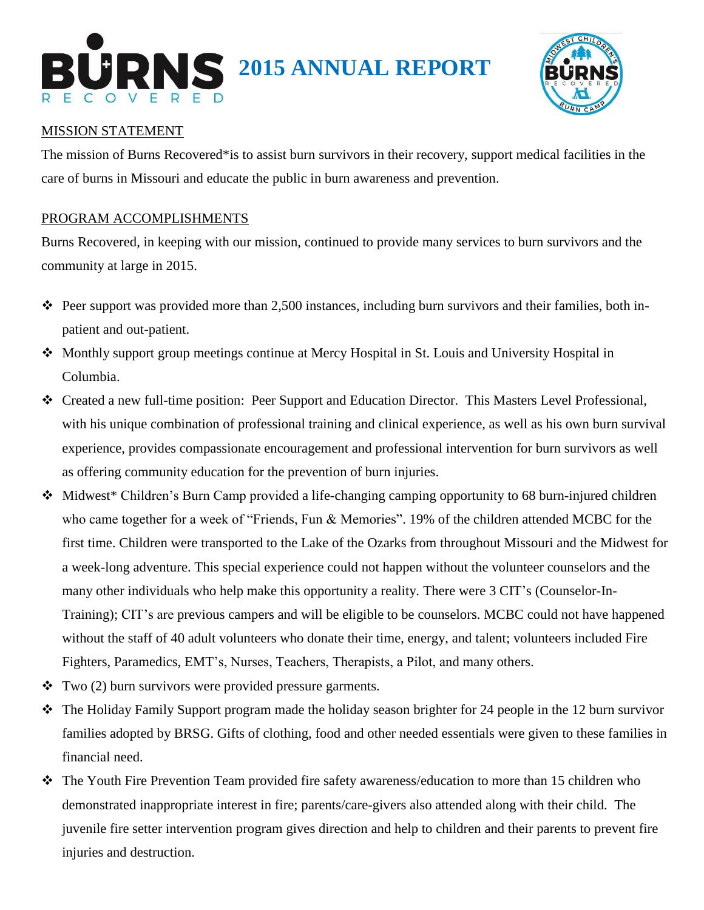# 2015 ANNUAL REPORT

MISSION STATEMENT

The mission of Burns Recovered*is to assist burn survivors in their recovery, support medical facilities in the care of burns in Missouri and educate the public in burn awareness and prevention.

PROGRAM ACCOMPLISHMENTS

Burns Recovered, in keeping with our mission, continued to provide many services to burn survivors and the community at large in 2015.

- Peer support was provided more than 2,500 instances, including burn survivors and their families, both in-patient and out-patient.
- Monthly support group meetings continue at Mercy Hospital in St. Louis and University Hospital in Columbia.
- Created a new full-time position: Peer Support and Education Director. This Masters Level Professional, with his unique combination of professional training and clinical experience, as well as his own burn survival experience, provides compassionate encouragement and professional intervention for burn survivors as well as offering community education for the prevention of burn injuries.
- Midwest* Children's Burn Camp provided a life-changing camping opportunity to 68 burn-injured children who came together for a week of "Friends, Fun & Memories". 19% of the children attended MCBC for the first time. Children were transported to the Lake of the Ozarks from throughout Missouri and the Midwest for a week-long adventure. This special experience could not happen without the volunteer counselors and the many other individuals who help make this opportunity a reality. There were 3 CIT's (Counselor-In-Training); CIT's are previous campers and will be eligible to be counselors. MCBC could not have happened without the staff of 40 adult volunteers who donate their time, energy, and talent; volunteers included Fire Fighters, Paramedics, EMT's, Nurses, Teachers, Therapists, a Pilot, and many others.
- Two (2) burn survivors were provided pressure garments.
- The Holiday Family Support program made the holiday season brighter for 24 people in the 12 burn survivor families adopted by BRSG. Gifts of clothing, food and other needed essentials were given to these families in financial need.
- The Youth Fire Prevention Team provided fire safety awareness/education to more than 15 children who demonstrated inappropriate interest in fire; parents/care-givers also attended along with their child. The juvenile fire setter intervention program gives direction and help to children and their parents to prevent fire injuries and destruction.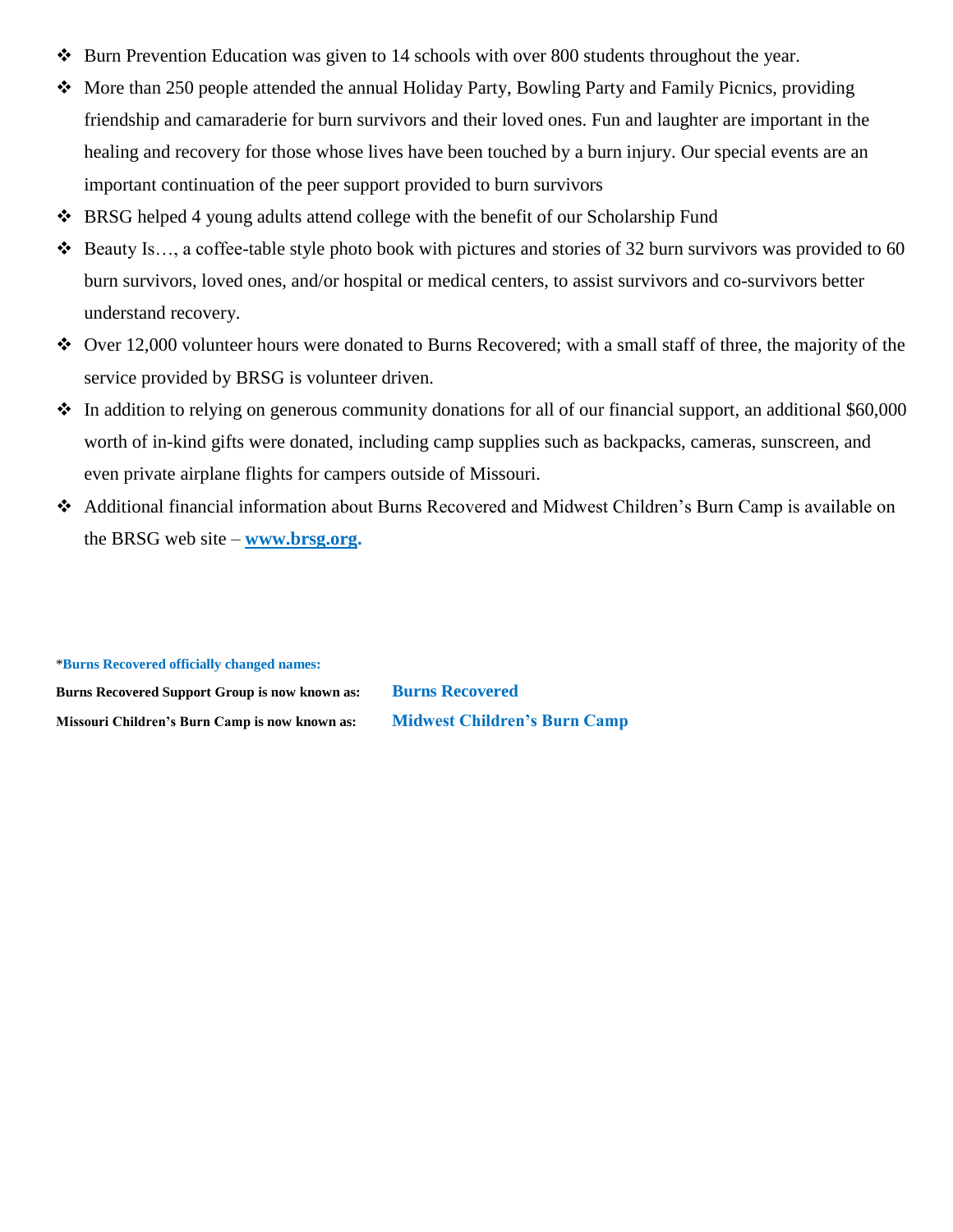- Burn Prevention Education was given to 14 schools with over 800 students throughout the year.
- More than 250 people attended the annual Holiday Party, Bowling Party and Family Picnics, providing friendship and camaraderie for burn survivors and their loved ones. Fun and laughter are important in the healing and recovery for those whose lives have been touched by a burn injury. Our special events are an important continuation of the peer support provided to burn survivors
- BRSG helped 4 young adults attend college with the benefit of our Scholarship Fund
- Beauty Is…, a coffee-table style photo book with pictures and stories of 32 burn survivors was provided to 60 burn survivors, loved ones, and/or hospital or medical centers, to assist survivors and co-survivors better understand recovery.
- Over 12,000 volunteer hours were donated to Burns Recovered; with a small staff of three, the majority of the service provided by BRSG is volunteer driven.
- In addition to relying on generous community donations for all of our financial support, an additional $60,000 worth of in-kind gifts were donated, including camp supplies such as backpacks, cameras, sunscreen, and even private airplane flights for campers outside of Missouri.
- Additional financial information about Burns Recovered and Midwest Children's Burn Camp is available on the BRSG web site – **www.brsg.org.**

***Burns Recovered officially changed names:**

**Burns Recovered Support Group is now known as:** **Burns Recovered**

**Missouri Children's Burn Camp is now known as:** **Midwest Children's Burn Camp**